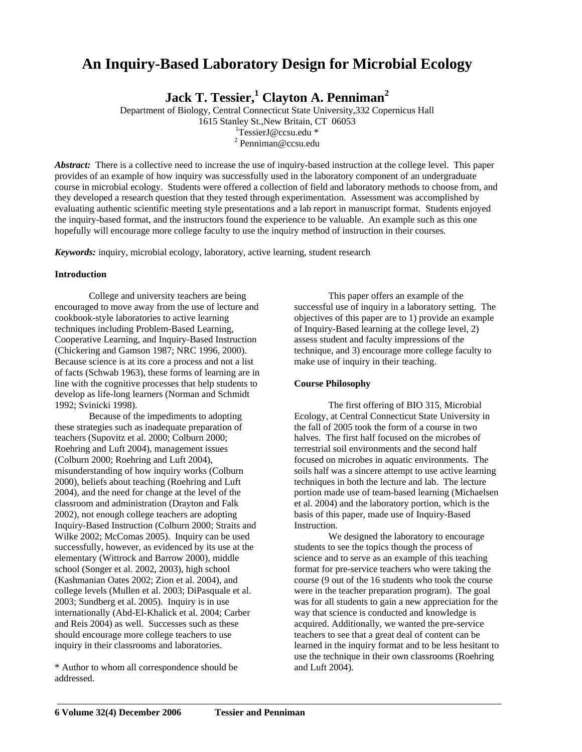# An Inquiry-Based Laboratory Design for Microbial Ecology

**Jack T. Tessier,[1] Clayton A. Penniman[2]**

Department of Biology, Central Connecticut State University,332 Copernicus Hall
1615 Stanley St.,New Britain, CT 06053
[1]TessierJ@ccsu.edu *
[2] Penniman@ccsu.edu

***Abstract:*** There is a collective need to increase the use of inquiry-based instruction at the college level. This paper provides of an example of how inquiry was successfully used in the laboratory component of an undergraduate course in microbial ecology. Students were offered a collection of field and laboratory methods to choose from, and they developed a research question that they tested through experimentation. Assessment was accomplished by evaluating authentic scientific meeting style presentations and a lab report in manuscript format. Students enjoyed the inquiry-based format, and the instructors found the experience to be valuable. An example such as this one hopefully will encourage more college faculty to use the inquiry method of instruction in their courses.

***Keywords:*** inquiry, microbial ecology, laboratory, active learning, student research

**Introduction**

College and university teachers are being encouraged to move away from the use of lecture and cookbook-style laboratories to active learning techniques including Problem-Based Learning, Cooperative Learning, and Inquiry-Based Instruction (Chickering and Gamson 1987; NRC 1996, 2000). Because science is at its core a process and not a list of facts (Schwab 1963), these forms of learning are in line with the cognitive processes that help students to develop as life-long learners (Norman and Schmidt 1992; Svinicki 1998).

Because of the impediments to adopting these strategies such as inadequate preparation of teachers (Supovitz et al. 2000; Colburn 2000; Roehring and Luft 2004), management issues (Colburn 2000; Roehring and Luft 2004), misunderstanding of how inquiry works (Colburn 2000), beliefs about teaching (Roehring and Luft 2004), and the need for change at the level of the classroom and administration (Drayton and Falk 2002), not enough college teachers are adopting Inquiry-Based Instruction (Colburn 2000; Straits and Wilke 2002; McComas 2005). Inquiry can be used successfully, however, as evidenced by its use at the elementary (Wittrock and Barrow 2000), middle school (Songer et al. 2002, 2003), high school (Kashmanian Oates 2002; Zion et al. 2004), and college levels (Mullen et al. 2003; DiPasquale et al. 2003; Sundberg et al. 2005). Inquiry is in use internationally (Abd-El-Khalick et al. 2004; Carber and Reis 2004) as well. Successes such as these should encourage more college teachers to use inquiry in their classrooms and laboratories.

\* Author to whom all correspondence should be addressed.

This paper offers an example of the successful use of inquiry in a laboratory setting. The objectives of this paper are to 1) provide an example of Inquiry-Based learning at the college level, 2) assess student and faculty impressions of the technique, and 3) encourage more college faculty to make use of inquiry in their teaching.

**Course Philosophy**

The first offering of BIO 315, Microbial Ecology, at Central Connecticut State University in the fall of 2005 took the form of a course in two halves. The first half focused on the microbes of terrestrial soil environments and the second half focused on microbes in aquatic environments. The soils half was a sincere attempt to use active learning techniques in both the lecture and lab. The lecture portion made use of team-based learning (Michaelsen et al. 2004) and the laboratory portion, which is the basis of this paper, made use of Inquiry-Based Instruction.

We designed the laboratory to encourage students to see the topics though the process of science and to serve as an example of this teaching format for pre-service teachers who were taking the course (9 out of the 16 students who took the course were in the teacher preparation program). The goal was for all students to gain a new appreciation for the way that science is conducted and knowledge is acquired. Additionally, we wanted the pre-service teachers to see that a great deal of content can be learned in the inquiry format and to be less hesitant to use the technique in their own classrooms (Roehring and Luft 2004).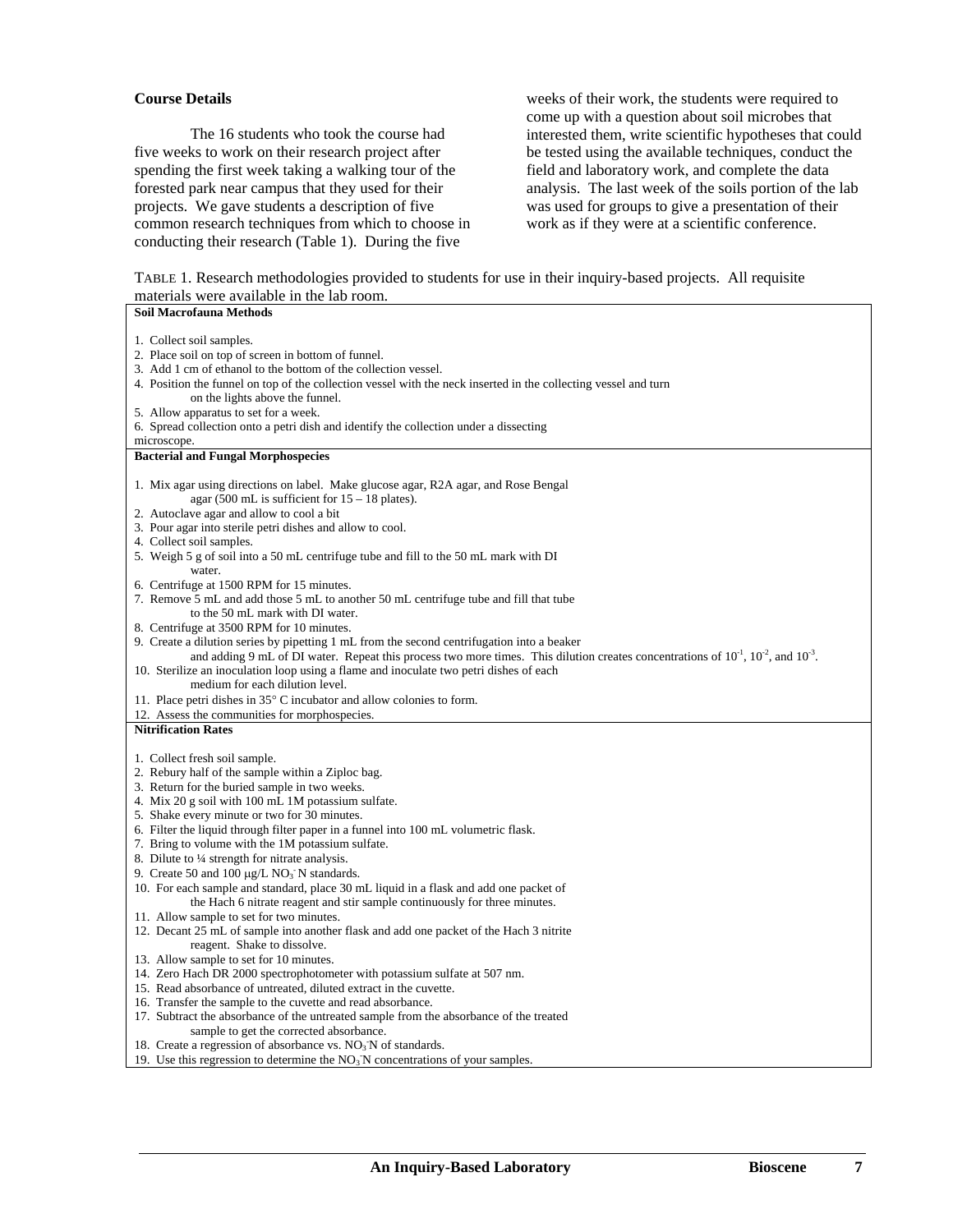### Course Details

The 16 students who took the course had five weeks to work on their research project after spending the first week taking a walking tour of the forested park near campus that they used for their projects. We gave students a description of five common research techniques from which to choose in conducting their research (Table 1). During the five weeks of their work, the students were required to come up with a question about soil microbes that interested them, write scientific hypotheses that could be tested using the available techniques, conduct the field and laboratory work, and complete the data analysis. The last week of the soils portion of the lab was used for groups to give a presentation of their work as if they were at a scientific conference.

TABLE 1. Research methodologies provided to students for use in their inquiry-based projects. All requisite materials were available in the lab room.

**Soil Macrofauna Methods**

1. Collect soil samples.
2. Place soil on top of screen in bottom of funnel.
3. Add 1 cm of ethanol to the bottom of the collection vessel.
4. Position the funnel on top of the collection vessel with the neck inserted in the collecting vessel and turn on the lights above the funnel.
5. Allow apparatus to set for a week.
6. Spread collection onto a petri dish and identify the collection under a dissecting microscope.

**Bacterial and Fungal Morphospecies**

1. Mix agar using directions on label. Make glucose agar, R2A agar, and Rose Bengal agar (500 mL is sufficient for 15 – 18 plates).
2. Autoclave agar and allow to cool a bit
3. Pour agar into sterile petri dishes and allow to cool.
4. Collect soil samples.
5. Weigh 5 g of soil into a 50 mL centrifuge tube and fill to the 50 mL mark with DI water.
6. Centrifuge at 1500 RPM for 15 minutes.
7. Remove 5 mL and add those 5 mL to another 50 mL centrifuge tube and fill that tube to the 50 mL mark with DI water.
8. Centrifuge at 3500 RPM for 10 minutes.
9. Create a dilution series by pipetting 1 mL from the second centrifugation into a beaker and adding 9 mL of DI water. Repeat this process two more times. This dilution creates concentrations of $10^{-1}$, $10^{-2}$, and $10^{-3}$.
10. Sterilize an inoculation loop using a flame and inoculate two petri dishes of each medium for each dilution level.
11. Place petri dishes in 35° C incubator and allow colonies to form.
12. Assess the communities for morphospecies.

**Nitrification Rates**

1. Collect fresh soil sample.
2. Rebury half of the sample within a Ziploc bag.
3. Return for the buried sample in two weeks.
4. Mix 20 g soil with 100 mL 1M potassium sulfate.
5. Shake every minute or two for 30 minutes.
6. Filter the liquid through filter paper in a funnel into 100 mL volumetric flask.
7. Bring to volume with the 1M potassium sulfate.
8. Dilute to ¼ strength for nitrate analysis.
9. Create 50 and 100 µg/L $NO_3^-$N standards.
10. For each sample and standard, place 30 mL liquid in a flask and add one packet of the Hach 6 nitrate reagent and stir sample continuously for three minutes.
11. Allow sample to set for two minutes.
12. Decant 25 mL of sample into another flask and add one packet of the Hach 3 nitrite reagent. Shake to dissolve.
13. Allow sample to set for 10 minutes.
14. Zero Hach DR 2000 spectrophotometer with potassium sulfate at 507 nm.
15. Read absorbance of untreated, diluted extract in the cuvette.
16. Transfer the sample to the cuvette and read absorbance.
17. Subtract the absorbance of the untreated sample from the absorbance of the treated sample to get the corrected absorbance.
18. Create a regression of absorbance vs. $NO_3^-$N of standards.
19. Use this regression to determine the $NO_3^-$N concentrations of your samples.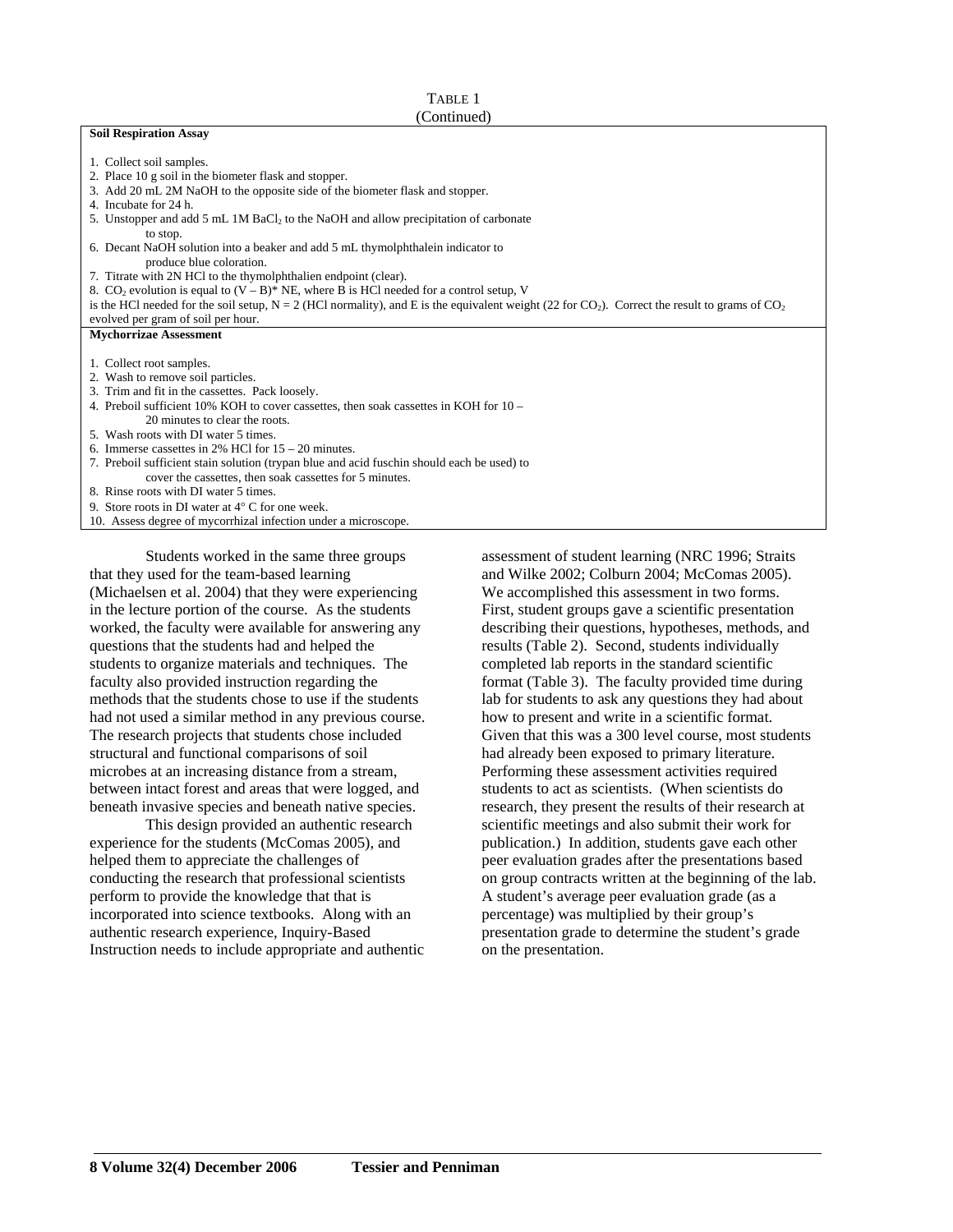TABLE 1
(Continued)

**Soil Respiration Assay**

1. Collect soil samples.
2. Place 10 g soil in the biometer flask and stopper.
3. Add 20 mL 2M NaOH to the opposite side of the biometer flask and stopper.
4. Incubate for 24 h.
5. Unstopper and add 5 mL 1M $BaCl_2$ to the NaOH and allow precipitation of carbonate to stop.
6. Decant NaOH solution into a beaker and add 5 mL thymolphthalein indicator to produce blue coloration.
7. Titrate with 2N HCl to the thymolphthalien endpoint (clear).
8. $CO_2$ evolution is equal to $(V – B)* NE$, where B is HCl needed for a control setup, V is the HCl needed for the soil setup, N = 2 (HCl normality), and E is the equivalent weight (22 for $CO_2$). Correct the result to grams of $CO_2$ evolved per gram of soil per hour.

**Mychorrizae Assessment**

1. Collect root samples.
2. Wash to remove soil particles.
3. Trim and fit in the cassettes. Pack loosely.
4. Preboil sufficient 10% KOH to cover cassettes, then soak cassettes in KOH for 10 – 20 minutes to clear the roots.
5. Wash roots with DI water 5 times.
6. Immerse cassettes in 2% HCl for 15 – 20 minutes.
7. Preboil sufficient stain solution (trypan blue and acid fuschin should each be used) to cover the cassettes, then soak cassettes for 5 minutes.
8. Rinse roots with DI water 5 times.
9. Store roots in DI water at 4° C for one week.
10. Assess degree of mycorrhizal infection under a microscope.

Students worked in the same three groups that they used for the team-based learning (Michaelsen et al. 2004) that they were experiencing in the lecture portion of the course. As the students worked, the faculty were available for answering any questions that the students had and helped the students to organize materials and techniques. The faculty also provided instruction regarding the methods that the students chose to use if the students had not used a similar method in any previous course. The research projects that students chose included structural and functional comparisons of soil microbes at an increasing distance from a stream, between intact forest and areas that were logged, and beneath invasive species and beneath native species.

This design provided an authentic research experience for the students (McComas 2005), and helped them to appreciate the challenges of conducting the research that professional scientists perform to provide the knowledge that that is incorporated into science textbooks. Along with an authentic research experience, Inquiry-Based Instruction needs to include appropriate and authentic assessment of student learning (NRC 1996; Straits and Wilke 2002; Colburn 2004; McComas 2005). We accomplished this assessment in two forms. First, student groups gave a scientific presentation describing their questions, hypotheses, methods, and results (Table 2). Second, students individually completed lab reports in the standard scientific format (Table 3). The faculty provided time during lab for students to ask any questions they had about how to present and write in a scientific format. Given that this was a 300 level course, most students had already been exposed to primary literature. Performing these assessment activities required students to act as scientists. (When scientists do research, they present the results of their research at scientific meetings and also submit their work for publication.) In addition, students gave each other peer evaluation grades after the presentations based on group contracts written at the beginning of the lab. A student's average peer evaluation grade (as a percentage) was multiplied by their group's presentation grade to determine the student's grade on the presentation.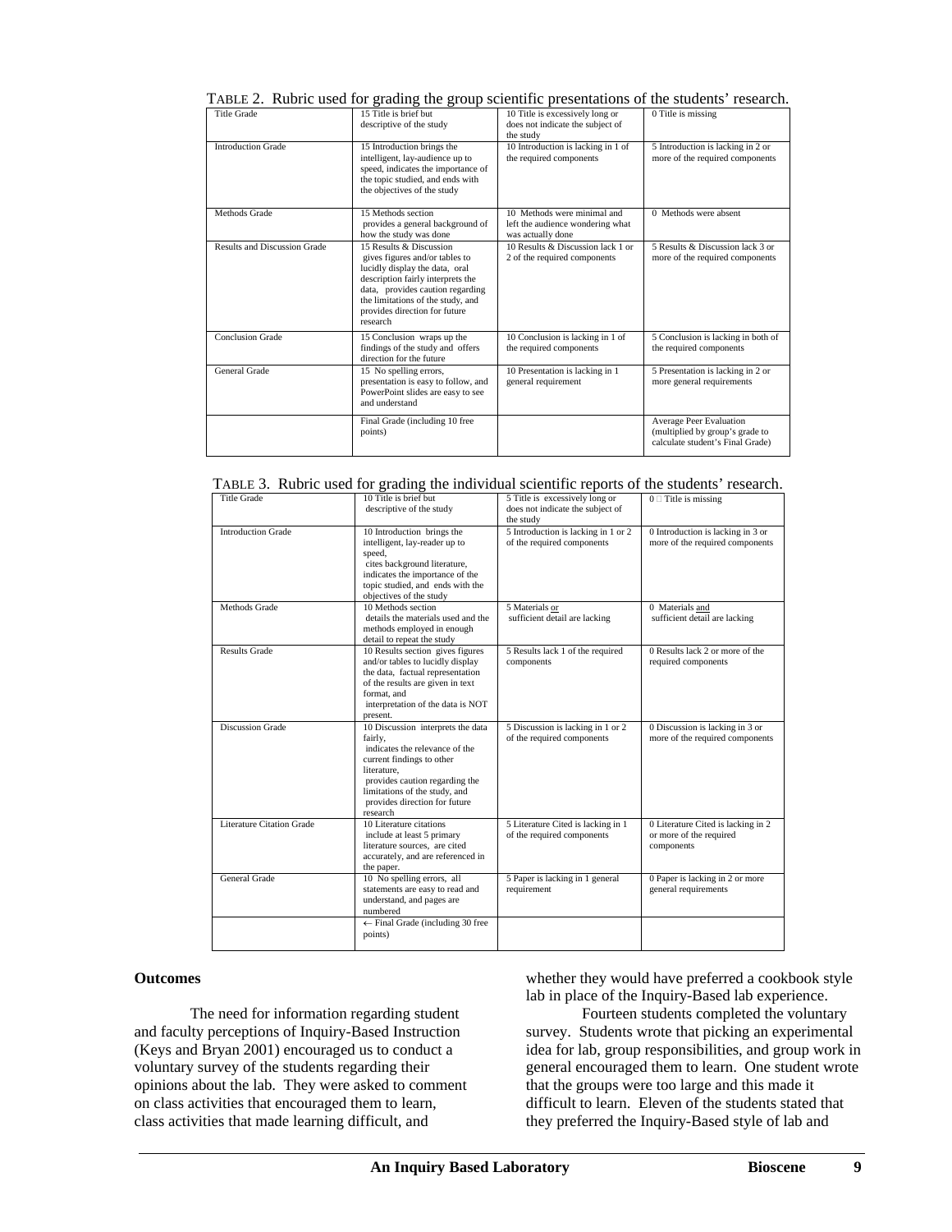TABLE 2. Rubric used for grading the group scientific presentations of the students' research.

| Title Grade | 15 Title is brief but descriptive of the study | 10 Title is excessively long or does not indicate the subject of the study | 0 Title is missing |
|---|---|---|---|
| Introduction Grade | 15 Introduction brings the intelligent, lay-audience up to speed, indicates the importance of the topic studied, and ends with the objectives of the study | 10 Introduction is lacking in 1 of the required components | 5 Introduction is lacking in 2 or more of the required components |
| Methods Grade | 15 Methods section provides a general background of how the study was done | 10 Methods were minimal and left the audience wondering what was actually done | 0 Methods were absent |
| Results and Discussion Grade | 15 Results & Discussion gives figures and/or tables to lucidly display the data, oral description fairly interprets the data, provides caution regarding the limitations of the study, and provides direction for future research | 10 Results & Discussion lack 1 or 2 of the required components | 5 Results & Discussion lack 3 or more of the required components |
| Conclusion Grade | 15 Conclusion wraps up the findings of the study and offers direction for the future | 10 Conclusion is lacking in 1 of the required components | 5 Conclusion is lacking in both of the required components |
| General Grade | 15 No spelling errors, presentation is easy to follow, and PowerPoint slides are easy to see and understand | 10 Presentation is lacking in 1 general requirement | 5 Presentation is lacking in 2 or more general requirements |
| | Final Grade (including 10 free points) | | Average Peer Evaluation (multiplied by group's grade to calculate student's Final Grade) |

TABLE 3. Rubric used for grading the individual scientific reports of the students' research.

| Title Grade | 10 Title is brief but descriptive of the study | 5 Title is excessively long or does not indicate the subject of the study | 0 Title is missing |
|---|---|---|---|
| Introduction Grade | 10 Introduction brings the intelligent, lay-reader up to speed, cites background literature, indicates the importance of the topic studied, and ends with the objectives of the study | 5 Introduction is lacking in 1 or 2 of the required components | 0 Introduction is lacking in 3 or more of the required components |
| Methods Grade | 10 Methods section details the materials used and the methods employed in enough detail to repeat the study | 5 Materials or sufficient detail are lacking | 0 Materials and sufficient detail are lacking |
| Results Grade | 10 Results section gives figures and/or tables to lucidly display the data, factual representation of the results are given in text format, and interpretation of the data is NOT present. | 5 Results lack 1 of the required components | 0 Results lack 2 or more of the required components |
| Discussion Grade | 10 Discussion interprets the data fairly, indicates the relevance of the current findings to other literature, provides caution regarding the limitations of the study, and provides direction for future research | 5 Discussion is lacking in 1 or 2 of the required components | 0 Discussion is lacking in 3 or more of the required components |
| Literature Citation Grade | 10 Literature citations include at least 5 primary literature sources, are cited accurately, and are referenced in the paper. | 5 Literature Cited is lacking in 1 of the required components | 0 Literature Cited is lacking in 2 or more of the required components |
| General Grade | 10 No spelling errors, all statements are easy to read and understand, and pages are numbered | 5 Paper is lacking in 1 general requirement | 0 Paper is lacking in 2 or more general requirements |
| | ← Final Grade (including 30 free points) | | |

**Outcomes**

The need for information regarding student and faculty perceptions of Inquiry-Based Instruction (Keys and Bryan 2001) encouraged us to conduct a voluntary survey of the students regarding their opinions about the lab. They were asked to comment on class activities that encouraged them to learn, class activities that made learning difficult, and whether they would have preferred a cookbook style lab in place of the Inquiry-Based lab experience.

Fourteen students completed the voluntary survey. Students wrote that picking an experimental idea for lab, group responsibilities, and group work in general encouraged them to learn. One student wrote that the groups were too large and this made it difficult to learn. Eleven of the students stated that they preferred the Inquiry-Based style of lab and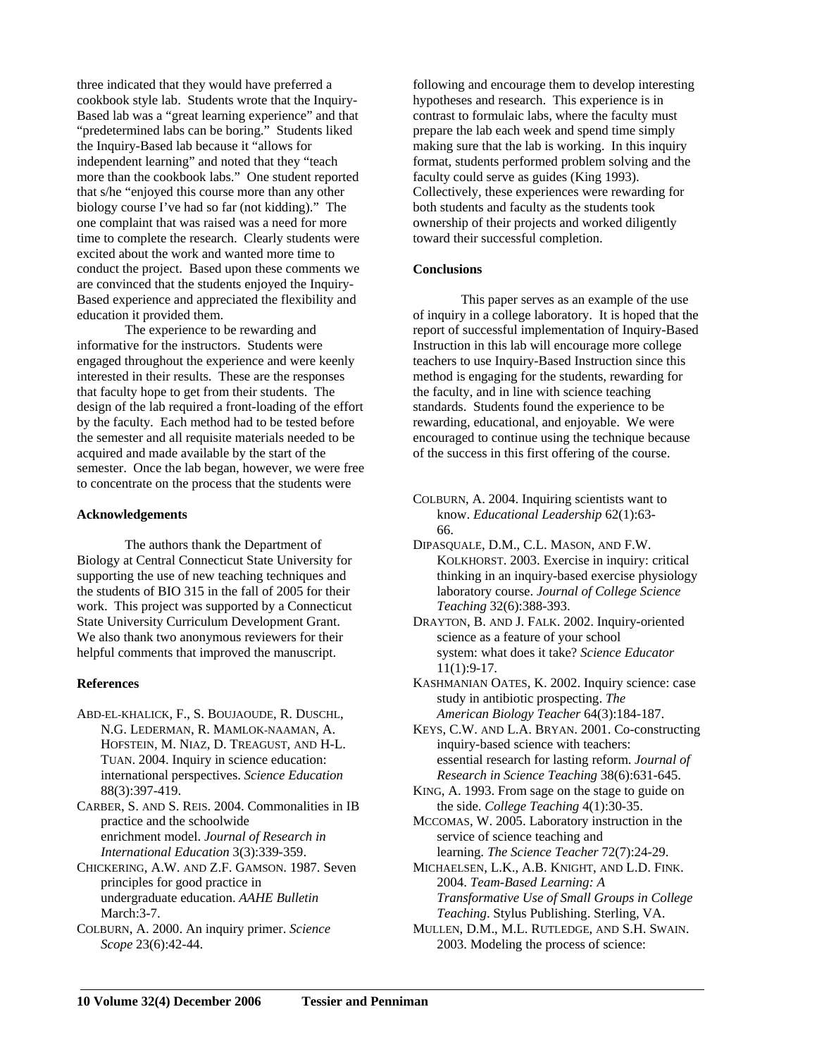three indicated that they would have preferred a cookbook style lab. Students wrote that the Inquiry-Based lab was a "great learning experience" and that "predetermined labs can be boring." Students liked the Inquiry-Based lab because it "allows for independent learning" and noted that they "teach more than the cookbook labs." One student reported that s/he "enjoyed this course more than any other biology course I've had so far (not kidding)." The one complaint that was raised was a need for more time to complete the research. Clearly students were excited about the work and wanted more time to conduct the project. Based upon these comments we are convinced that the students enjoyed the Inquiry-Based experience and appreciated the flexibility and education it provided them.

The experience to be rewarding and informative for the instructors. Students were engaged throughout the experience and were keenly interested in their results. These are the responses that faculty hope to get from their students. The design of the lab required a front-loading of the effort by the faculty. Each method had to be tested before the semester and all requisite materials needed to be acquired and made available by the start of the semester. Once the lab began, however, we were free to concentrate on the process that the students were following and encourage them to develop interesting hypotheses and research. This experience is in contrast to formulaic labs, where the faculty must prepare the lab each week and spend time simply making sure that the lab is working. In this inquiry format, students performed problem solving and the faculty could serve as guides (King 1993). Collectively, these experiences were rewarding for both students and faculty as the students took ownership of their projects and worked diligently toward their successful completion.

## Conclusions

This paper serves as an example of the use of inquiry in a college laboratory. It is hoped that the report of successful implementation of Inquiry-Based Instruction in this lab will encourage more college teachers to use Inquiry-Based Instruction since this method is engaging for the students, rewarding for the faculty, and in line with science teaching standards. Students found the experience to be rewarding, educational, and enjoyable. We were encouraged to continue using the technique because of the success in this first offering of the course.

## Acknowledgements

The authors thank the Department of Biology at Central Connecticut State University for supporting the use of new teaching techniques and the students of BIO 315 in the fall of 2005 for their work. This project was supported by a Connecticut State University Curriculum Development Grant. We also thank two anonymous reviewers for their helpful comments that improved the manuscript.

## References

ABD-EL-KHALICK, F., S. BOUJAOUDE, R. DUSCHL, N.G. LEDERMAN, R. MAMLOK-NAAMAN, A. HOFSTEIN, M. NIAZ, D. TREAGUST, AND H-L. TUAN. 2004. Inquiry in science education: international perspectives. *Science Education* 88(3):397-419.

CARBER, S. AND S. REIS. 2004. Commonalities in IB practice and the schoolwide enrichment model. *Journal of Research in International Education* 3(3):339-359.

CHICKERING, A.W. AND Z.F. GAMSON. 1987. Seven principles for good practice in undergraduate education. *AAHE Bulletin* March:3-7.

COLBURN, A. 2000. An inquiry primer. *Science Scope* 23(6):42-44.

COLBURN, A. 2004. Inquiring scientists want to know. *Educational Leadership* 62(1):63-66.

DIPASQUALE, D.M., C.L. MASON, AND F.W. KOLKHORST. 2003. Exercise in inquiry: critical thinking in an inquiry-based exercise physiology laboratory course. *Journal of College Science Teaching* 32(6):388-393.

DRAYTON, B. AND J. FALK. 2002. Inquiry-oriented science as a feature of your school system: what does it take? *Science Educator* 11(1):9-17.

KASHMANIAN OATES, K. 2002. Inquiry science: case study in antibiotic prospecting. *The American Biology Teacher* 64(3):184-187.

KEYS, C.W. AND L.A. BRYAN. 2001. Co-constructing inquiry-based science with teachers: essential research for lasting reform. *Journal of Research in Science Teaching* 38(6):631-645.

KING, A. 1993. From sage on the stage to guide on the side. *College Teaching* 4(1):30-35.

MCCOMAS, W. 2005. Laboratory instruction in the service of science teaching and learning. *The Science Teacher* 72(7):24-29.

MICHAELSEN, L.K., A.B. KNIGHT, AND L.D. FINK. 2004. *Team-Based Learning: A Transformative Use of Small Groups in College Teaching*. Stylus Publishing. Sterling, VA.

MULLEN, D.M., M.L. RUTLEDGE, AND S.H. SWAIN. 2003. Modeling the process of science: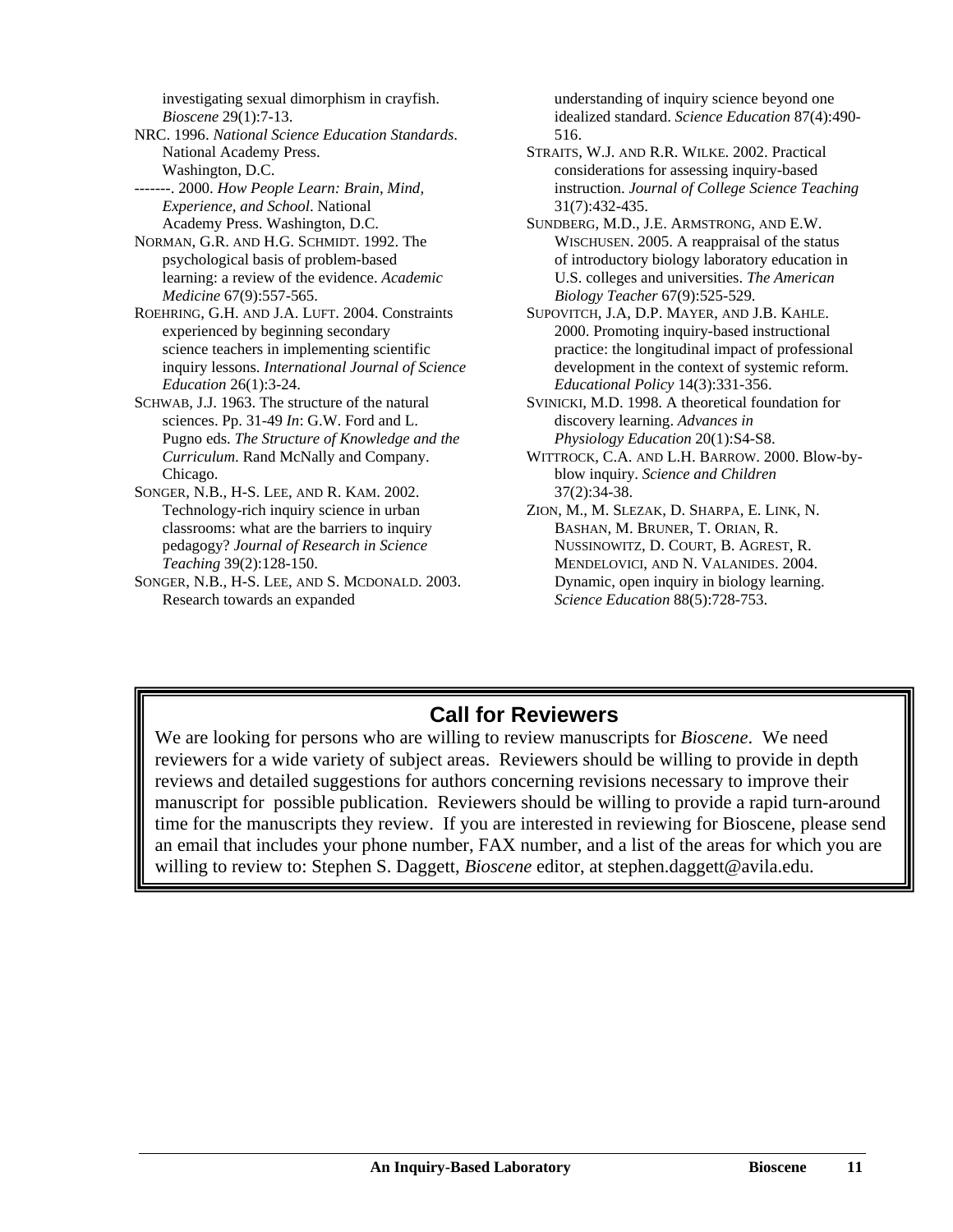investigating sexual dimorphism in crayfish. *Bioscene* 29(1):7-13.

NRC. 1996. *National Science Education Standards*. National Academy Press. Washington, D.C.

-------. 2000. *How People Learn: Brain, Mind, Experience, and School*. National Academy Press. Washington, D.C.

NORMAN, G.R. AND H.G. SCHMIDT. 1992. The psychological basis of problem-based learning: a review of the evidence. *Academic Medicine* 67(9):557-565.

ROEHRING, G.H. AND J.A. LUFT. 2004. Constraints experienced by beginning secondary science teachers in implementing scientific inquiry lessons. *International Journal of Science Education* 26(1):3-24.

SCHWAB, J.J. 1963. The structure of the natural sciences. Pp. 31-49 *In*: G.W. Ford and L. Pugno eds. *The Structure of Knowledge and the Curriculum*. Rand McNally and Company. Chicago.

SONGER, N.B., H-S. LEE, AND R. KAM. 2002. Technology-rich inquiry science in urban classrooms: what are the barriers to inquiry pedagogy? *Journal of Research in Science Teaching* 39(2):128-150.

SONGER, N.B., H-S. LEE, AND S. MCDONALD. 2003. Research towards an expanded understanding of inquiry science beyond one idealized standard. *Science Education* 87(4):490-516.

STRAITS, W.J. AND R.R. WILKE. 2002. Practical considerations for assessing inquiry-based instruction. *Journal of College Science Teaching* 31(7):432-435.

SUNDBERG, M.D., J.E. ARMSTRONG, AND E.W. WISCHUSEN. 2005. A reappraisal of the status of introductory biology laboratory education in U.S. colleges and universities. *The American Biology Teacher* 67(9):525-529.

SUPOVITCH, J.A, D.P. MAYER, AND J.B. KAHLE. 2000. Promoting inquiry-based instructional practice: the longitudinal impact of professional development in the context of systemic reform. *Educational Policy* 14(3):331-356.

SVINICKI, M.D. 1998. A theoretical foundation for discovery learning. *Advances in Physiology Education* 20(1):S4-S8.

WITTROCK, C.A. AND L.H. BARROW. 2000. Blow-by-blow inquiry. *Science and Children* 37(2):34-38.

ZION, M., M. SLEZAK, D. SHARPA, E. LINK, N. BASHAN, M. BRUNER, T. ORIAN, R. NUSSINOWITZ, D. COURT, B. AGREST, R. MENDELOVICI, AND N. VALANIDES. 2004. Dynamic, open inquiry in biology learning. *Science Education* 88(5):728-753.

## Call for Reviewers

We are looking for persons who are willing to review manuscripts for *Bioscene*. We need reviewers for a wide variety of subject areas. Reviewers should be willing to provide in depth reviews and detailed suggestions for authors concerning revisions necessary to improve their manuscript for possible publication. Reviewers should be willing to provide a rapid turn-around time for the manuscripts they review. If you are interested in reviewing for Bioscene, please send an email that includes your phone number, FAX number, and a list of the areas for which you are willing to review to: Stephen S. Daggett, *Bioscene* editor, at stephen.daggett@avila.edu.